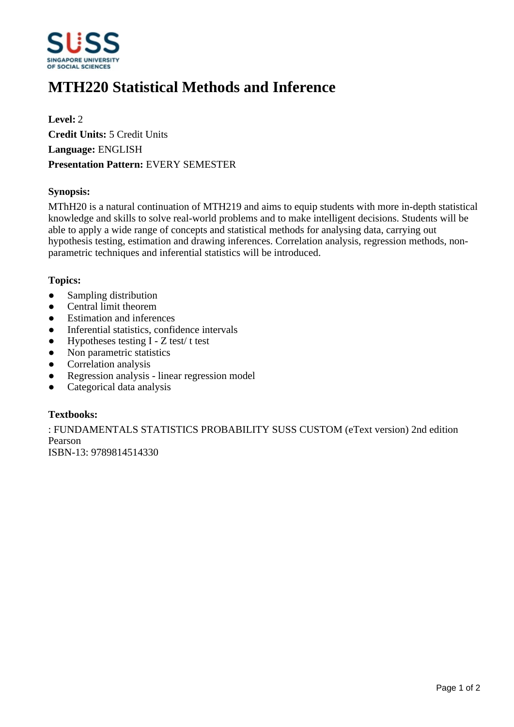# MTH220 Statistical Methods and Inference

**Level:** 2
**Credit Units:** 5 Credit Units
**Language:** ENGLISH
**Presentation Pattern:** EVERY SEMESTER

**Synopsis:**

MThH20 is a natural continuation of MTH219 and aims to equip students with more in-depth statistical knowledge and skills to solve real-world problems and to make intelligent decisions. Students will be able to apply a wide range of concepts and statistical methods for analysing data, carrying out hypothesis testing, estimation and drawing inferences. Correlation analysis, regression methods, non-parametric techniques and inferential statistics will be introduced.

**Topics:**

- Sampling distribution
- Central limit theorem
- Estimation and inferences
- Inferential statistics, confidence intervals
- Hypotheses testing I - Z test/ t test
- Non parametric statistics
- Correlation analysis
- Regression analysis - linear regression model
- Categorical data analysis

**Textbooks:**

: FUNDAMENTALS STATISTICS PROBABILITY SUSS CUSTOM (eText version) 2nd edition
Pearson
ISBN-13: 9789814514330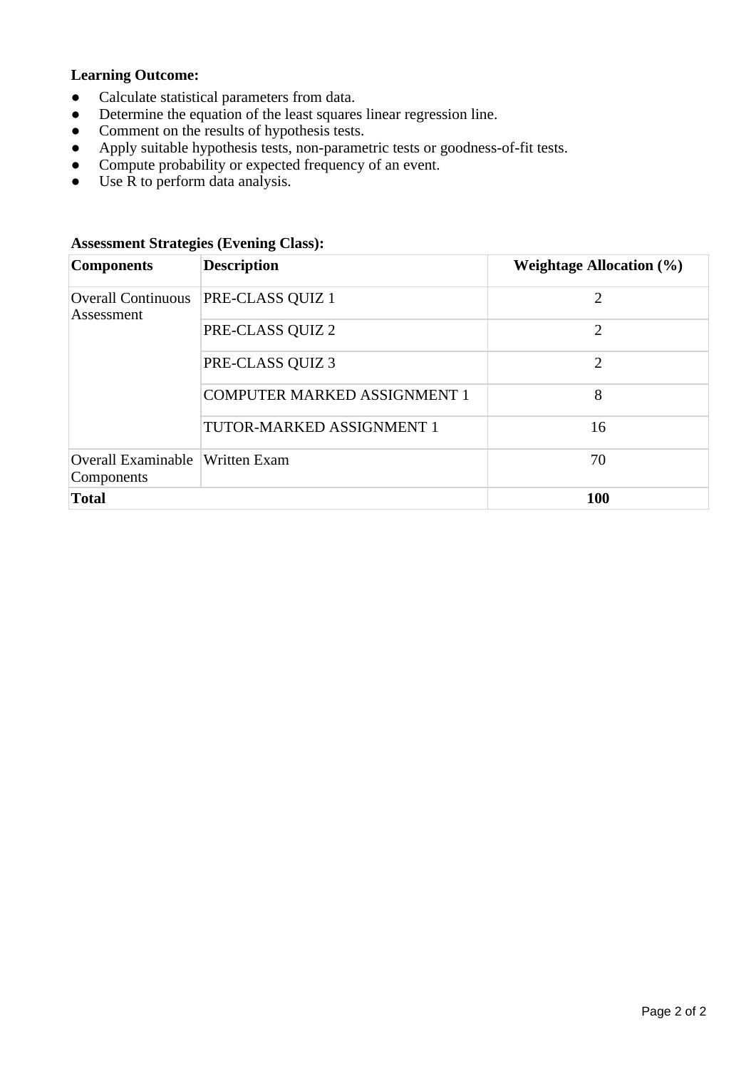**Learning Outcome:**

- Calculate statistical parameters from data.
- Determine the equation of the least squares linear regression line.
- Comment on the results of hypothesis tests.
- Apply suitable hypothesis tests, non-parametric tests or goodness-of-fit tests.
- Compute probability or expected frequency of an event.
- Use R to perform data analysis.

**Assessment Strategies (Evening Class):**

| Components | Description | Weightage Allocation (%) |
|---|---|---|
| Overall Continuous Assessment | PRE-CLASS QUIZ 1 | 2 |
| | PRE-CLASS QUIZ 2 | 2 |
| | PRE-CLASS QUIZ 3 | 2 |
| | COMPUTER MARKED ASSIGNMENT 1 | 8 |
| | TUTOR-MARKED ASSIGNMENT 1 | 16 |
| Overall Examinable Components | Written Exam | 70 |
| **Total** | | **100** |